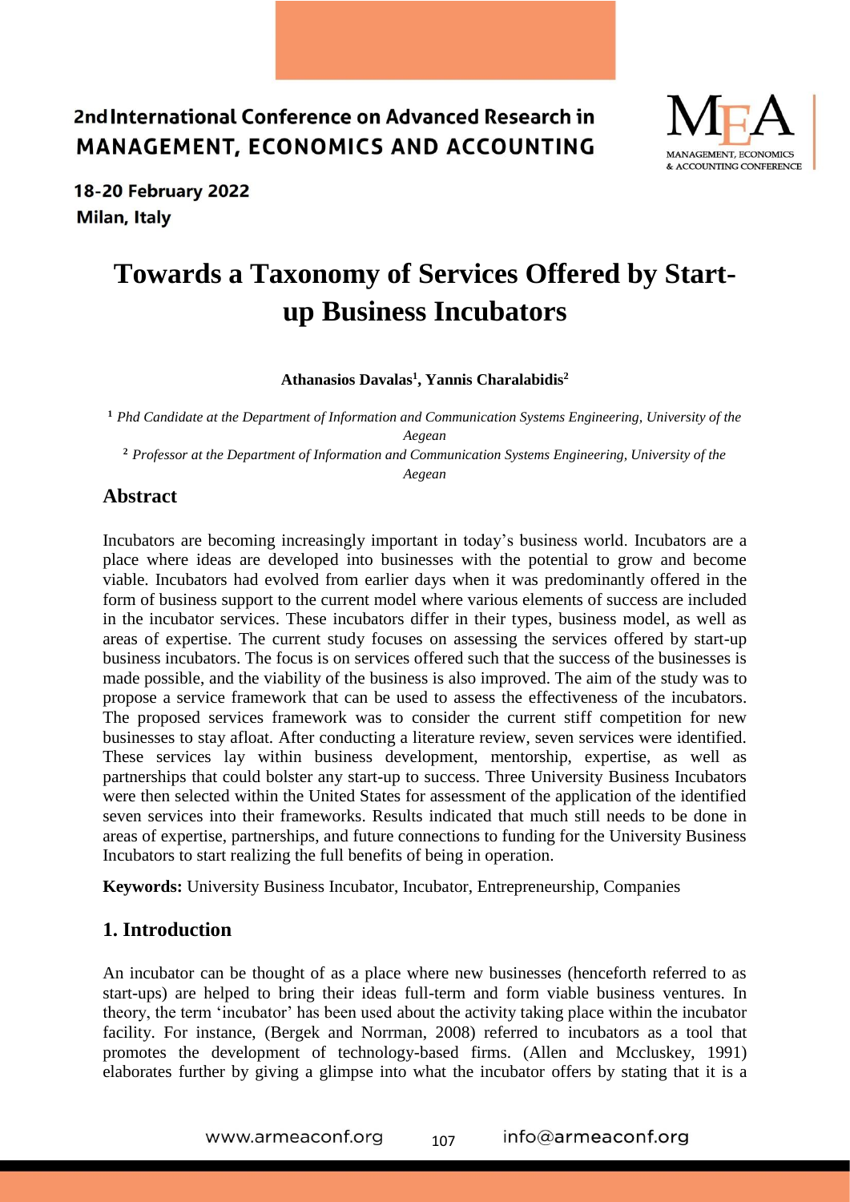# Towards a Taxonomy of Services Offered by Start-up Business Incubators

**Athanasios Davalas[1], Yannis Charalabidis[2]**

[1] *Phd Candidate at the Department of Information and Communication Systems Engineering, University of the Aegean*

[2] *Professor at the Department of Information and Communication Systems Engineering, University of the Aegean*

## Abstract

Incubators are becoming increasingly important in today's business world. Incubators are a place where ideas are developed into businesses with the potential to grow and become viable. Incubators had evolved from earlier days when it was predominantly offered in the form of business support to the current model where various elements of success are included in the incubator services. These incubators differ in their types, business model, as well as areas of expertise. The current study focuses on assessing the services offered by start-up business incubators. The focus is on services offered such that the success of the businesses is made possible, and the viability of the business is also improved. The aim of the study was to propose a service framework that can be used to assess the effectiveness of the incubators. The proposed services framework was to consider the current stiff competition for new businesses to stay afloat. After conducting a literature review, seven services were identified. These services lay within business development, mentorship, expertise, as well as partnerships that could bolster any start-up to success. Three University Business Incubators were then selected within the United States for assessment of the application of the identified seven services into their frameworks. Results indicated that much still needs to be done in areas of expertise, partnerships, and future connections to funding for the University Business Incubators to start realizing the full benefits of being in operation.

**Keywords:** University Business Incubator, Incubator, Entrepreneurship, Companies

## 1. Introduction

An incubator can be thought of as a place where new businesses (henceforth referred to as start-ups) are helped to bring their ideas full-term and form viable business ventures. In theory, the term 'incubator' has been used about the activity taking place within the incubator facility. For instance, (Bergek and Norrman, 2008) referred to incubators as a tool that promotes the development of technology-based firms. (Allen and Mccluskey, 1991) elaborates further by giving a glimpse into what the incubator offers by stating that it is a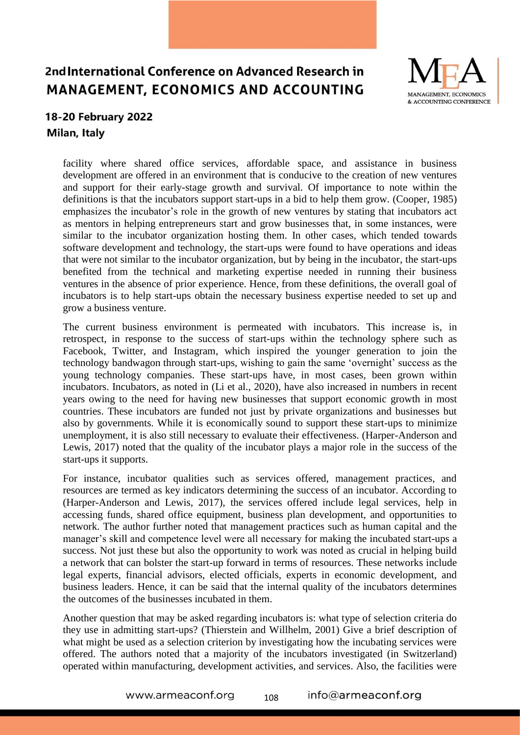facility where shared office services, affordable space, and assistance in business development are offered in an environment that is conducive to the creation of new ventures and support for their early-stage growth and survival. Of importance to note within the definitions is that the incubators support start-ups in a bid to help them grow. (Cooper, 1985) emphasizes the incubator's role in the growth of new ventures by stating that incubators act as mentors in helping entrepreneurs start and grow businesses that, in some instances, were similar to the incubator organization hosting them. In other cases, which tended towards software development and technology, the start-ups were found to have operations and ideas that were not similar to the incubator organization, but by being in the incubator, the start-ups benefited from the technical and marketing expertise needed in running their business ventures in the absence of prior experience. Hence, from these definitions, the overall goal of incubators is to help start-ups obtain the necessary business expertise needed to set up and grow a business venture.

The current business environment is permeated with incubators. This increase is, in retrospect, in response to the success of start-ups within the technology sphere such as Facebook, Twitter, and Instagram, which inspired the younger generation to join the technology bandwagon through start-ups, wishing to gain the same 'overnight' success as the young technology companies. These start-ups have, in most cases, been grown within incubators. Incubators, as noted in (Li et al., 2020), have also increased in numbers in recent years owing to the need for having new businesses that support economic growth in most countries. These incubators are funded not just by private organizations and businesses but also by governments. While it is economically sound to support these start-ups to minimize unemployment, it is also still necessary to evaluate their effectiveness. (Harper-Anderson and Lewis, 2017) noted that the quality of the incubator plays a major role in the success of the start-ups it supports.

For instance, incubator qualities such as services offered, management practices, and resources are termed as key indicators determining the success of an incubator. According to (Harper-Anderson and Lewis, 2017), the services offered include legal services, help in accessing funds, shared office equipment, business plan development, and opportunities to network. The author further noted that management practices such as human capital and the manager's skill and competence level were all necessary for making the incubated start-ups a success. Not just these but also the opportunity to work was noted as crucial in helping build a network that can bolster the start-up forward in terms of resources. These networks include legal experts, financial advisors, elected officials, experts in economic development, and business leaders. Hence, it can be said that the internal quality of the incubators determines the outcomes of the businesses incubated in them.

Another question that may be asked regarding incubators is: what type of selection criteria do they use in admitting start-ups? (Thierstein and Willhelm, 2001) Give a brief description of what might be used as a selection criterion by investigating how the incubating services were offered. The authors noted that a majority of the incubators investigated (in Switzerland) operated within manufacturing, development activities, and services. Also, the facilities were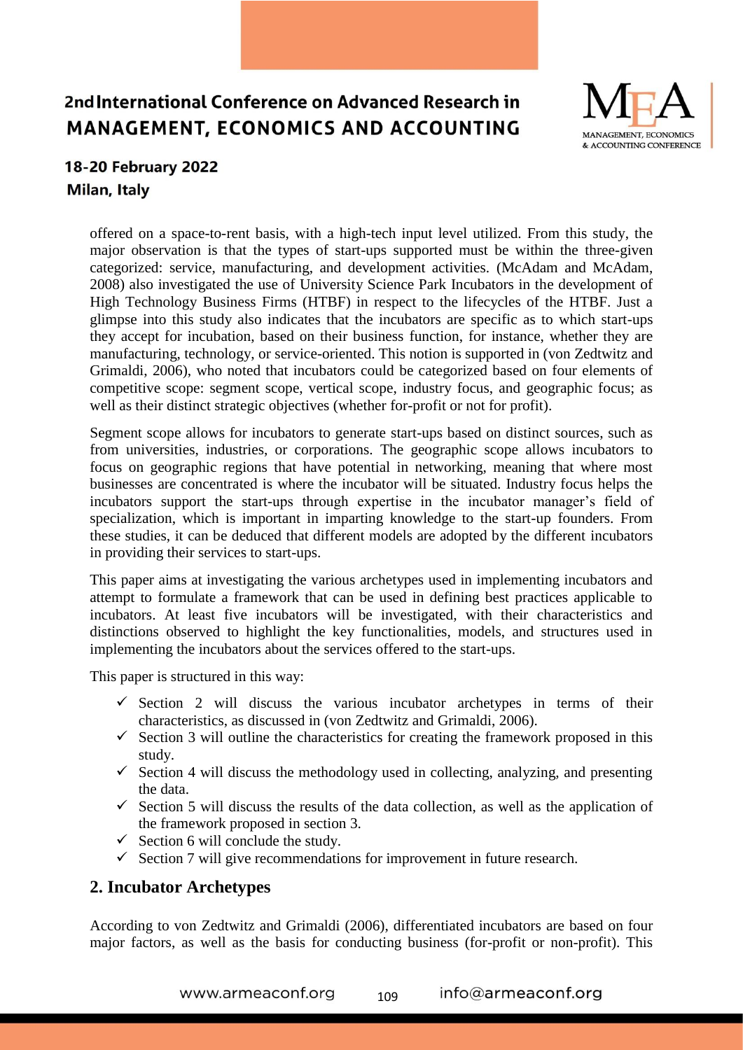offered on a space-to-rent basis, with a high-tech input level utilized. From this study, the major observation is that the types of start-ups supported must be within the three-given categorized: service, manufacturing, and development activities. (McAdam and McAdam, 2008) also investigated the use of University Science Park Incubators in the development of High Technology Business Firms (HTBF) in respect to the lifecycles of the HTBF. Just a glimpse into this study also indicates that the incubators are specific as to which start-ups they accept for incubation, based on their business function, for instance, whether they are manufacturing, technology, or service-oriented. This notion is supported in (von Zedtwitz and Grimaldi, 2006), who noted that incubators could be categorized based on four elements of competitive scope: segment scope, vertical scope, industry focus, and geographic focus; as well as their distinct strategic objectives (whether for-profit or not for profit).

Segment scope allows for incubators to generate start-ups based on distinct sources, such as from universities, industries, or corporations. The geographic scope allows incubators to focus on geographic regions that have potential in networking, meaning that where most businesses are concentrated is where the incubator will be situated. Industry focus helps the incubators support the start-ups through expertise in the incubator manager's field of specialization, which is important in imparting knowledge to the start-up founders. From these studies, it can be deduced that different models are adopted by the different incubators in providing their services to start-ups.

This paper aims at investigating the various archetypes used in implementing incubators and attempt to formulate a framework that can be used in defining best practices applicable to incubators. At least five incubators will be investigated, with their characteristics and distinctions observed to highlight the key functionalities, models, and structures used in implementing the incubators about the services offered to the start-ups.

This paper is structured in this way:

- ✓ Section 2 will discuss the various incubator archetypes in terms of their characteristics, as discussed in (von Zedtwitz and Grimaldi, 2006).
- ✓ Section 3 will outline the characteristics for creating the framework proposed in this study.
- ✓ Section 4 will discuss the methodology used in collecting, analyzing, and presenting the data.
- ✓ Section 5 will discuss the results of the data collection, as well as the application of the framework proposed in section 3.
- ✓ Section 6 will conclude the study.
- ✓ Section 7 will give recommendations for improvement in future research.

## 2. Incubator Archetypes

According to von Zedtwitz and Grimaldi (2006), differentiated incubators are based on four major factors, as well as the basis for conducting business (for-profit or non-profit). This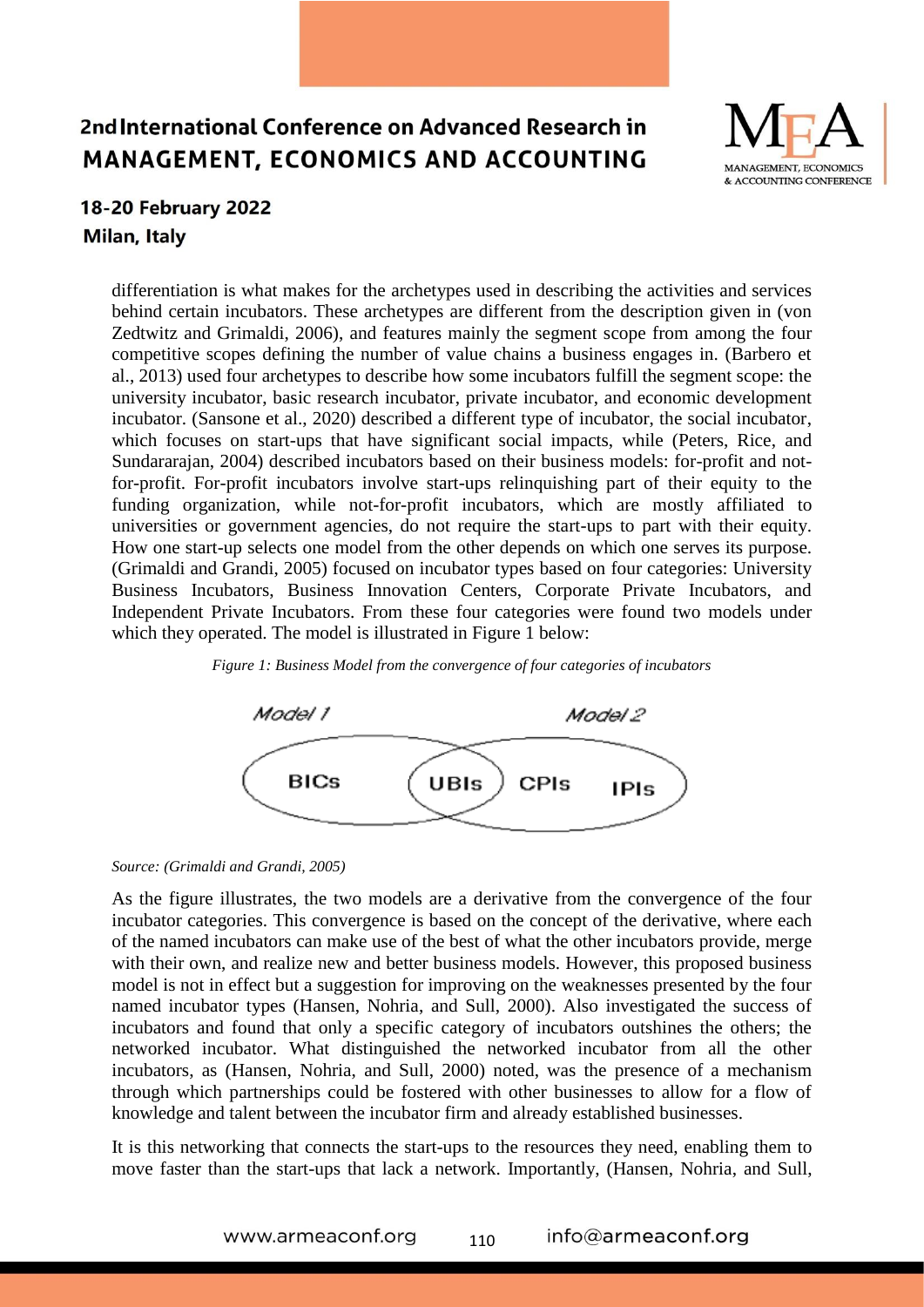differentiation is what makes for the archetypes used in describing the activities and services behind certain incubators. These archetypes are different from the description given in (von Zedtwitz and Grimaldi, 2006), and features mainly the segment scope from among the four competitive scopes defining the number of value chains a business engages in. (Barbero et al., 2013) used four archetypes to describe how some incubators fulfill the segment scope: the university incubator, basic research incubator, private incubator, and economic development incubator. (Sansone et al., 2020) described a different type of incubator, the social incubator, which focuses on start-ups that have significant social impacts, while (Peters, Rice, and Sundararajan, 2004) described incubators based on their business models: for-profit and not-for-profit. For-profit incubators involve start-ups relinquishing part of their equity to the funding organization, while not-for-profit incubators, which are mostly affiliated to universities or government agencies, do not require the start-ups to part with their equity. How one start-up selects one model from the other depends on which one serves its purpose. (Grimaldi and Grandi, 2005) focused on incubator types based on four categories: University Business Incubators, Business Innovation Centers, Corporate Private Incubators, and Independent Private Incubators. From these four categories were found two models under which they operated. The model is illustrated in Figure 1 below:

*Figure 1: Business Model from the convergence of four categories of incubators*

*Model 1* | *Model 2*

BICs | UBIs | CPIs IPIs

*Source: (Grimaldi and Grandi, 2005)*

As the figure illustrates, the two models are a derivative from the convergence of the four incubator categories. This convergence is based on the concept of the derivative, where each of the named incubators can make use of the best of what the other incubators provide, merge with their own, and realize new and better business models. However, this proposed business model is not in effect but a suggestion for improving on the weaknesses presented by the four named incubator types (Hansen, Nohria, and Sull, 2000). Also investigated the success of incubators and found that only a specific category of incubators outshines the others; the networked incubator. What distinguished the networked incubator from all the other incubators, as (Hansen, Nohria, and Sull, 2000) noted, was the presence of a mechanism through which partnerships could be fostered with other businesses to allow for a flow of knowledge and talent between the incubator firm and already established businesses.

It is this networking that connects the start-ups to the resources they need, enabling them to move faster than the start-ups that lack a network. Importantly, (Hansen, Nohria, and Sull,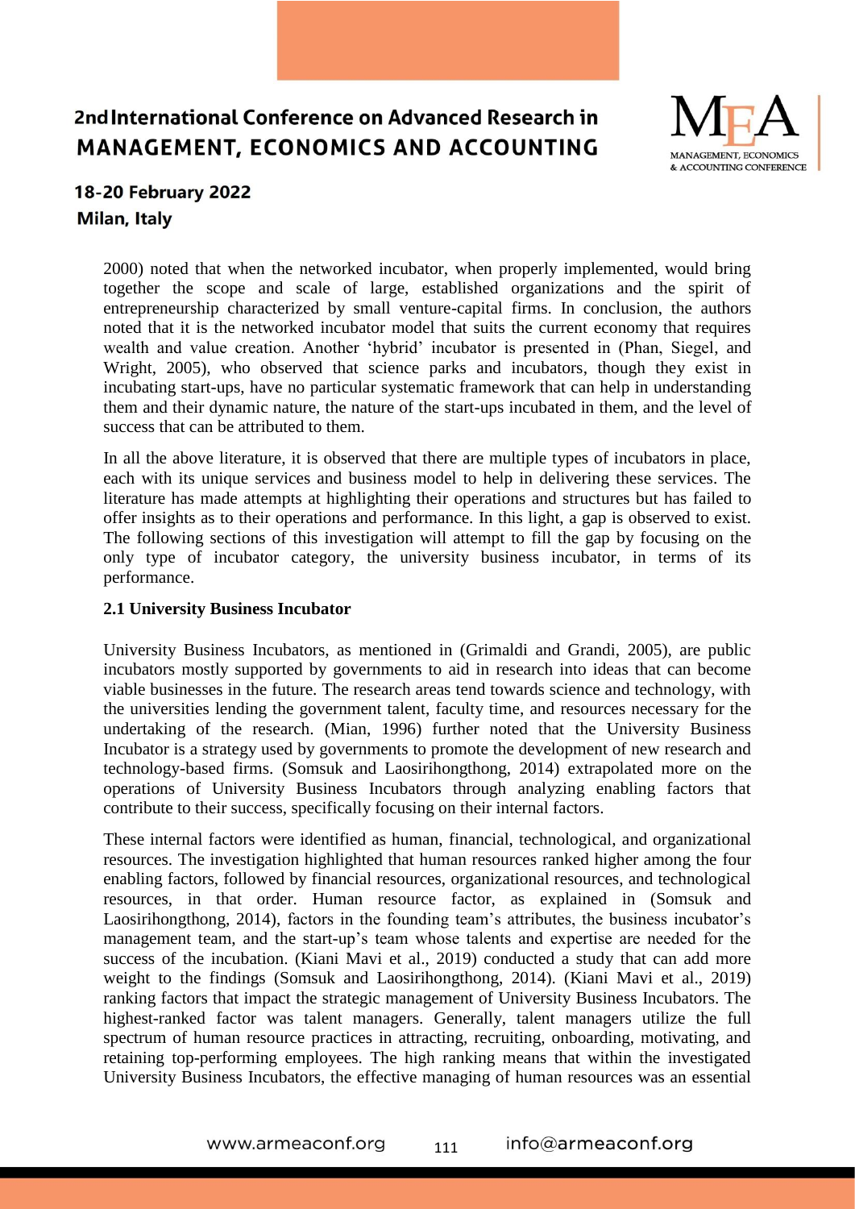2000) noted that when the networked incubator, when properly implemented, would bring together the scope and scale of large, established organizations and the spirit of entrepreneurship characterized by small venture-capital firms. In conclusion, the authors noted that it is the networked incubator model that suits the current economy that requires wealth and value creation. Another 'hybrid' incubator is presented in (Phan, Siegel, and Wright, 2005), who observed that science parks and incubators, though they exist in incubating start-ups, have no particular systematic framework that can help in understanding them and their dynamic nature, the nature of the start-ups incubated in them, and the level of success that can be attributed to them.

In all the above literature, it is observed that there are multiple types of incubators in place, each with its unique services and business model to help in delivering these services. The literature has made attempts at highlighting their operations and structures but has failed to offer insights as to their operations and performance. In this light, a gap is observed to exist. The following sections of this investigation will attempt to fill the gap by focusing on the only type of incubator category, the university business incubator, in terms of its performance.

### 2.1 University Business Incubator

University Business Incubators, as mentioned in (Grimaldi and Grandi, 2005), are public incubators mostly supported by governments to aid in research into ideas that can become viable businesses in the future. The research areas tend towards science and technology, with the universities lending the government talent, faculty time, and resources necessary for the undertaking of the research. (Mian, 1996) further noted that the University Business Incubator is a strategy used by governments to promote the development of new research and technology-based firms. (Somsuk and Laosirihongthong, 2014) extrapolated more on the operations of University Business Incubators through analyzing enabling factors that contribute to their success, specifically focusing on their internal factors.

These internal factors were identified as human, financial, technological, and organizational resources. The investigation highlighted that human resources ranked higher among the four enabling factors, followed by financial resources, organizational resources, and technological resources, in that order. Human resource factor, as explained in (Somsuk and Laosirihongthong, 2014), factors in the founding team's attributes, the business incubator's management team, and the start-up's team whose talents and expertise are needed for the success of the incubation. (Kiani Mavi et al., 2019) conducted a study that can add more weight to the findings (Somsuk and Laosirihongthong, 2014). (Kiani Mavi et al., 2019) ranking factors that impact the strategic management of University Business Incubators. The highest-ranked factor was talent managers. Generally, talent managers utilize the full spectrum of human resource practices in attracting, recruiting, onboarding, motivating, and retaining top-performing employees. The high ranking means that within the investigated University Business Incubators, the effective managing of human resources was an essential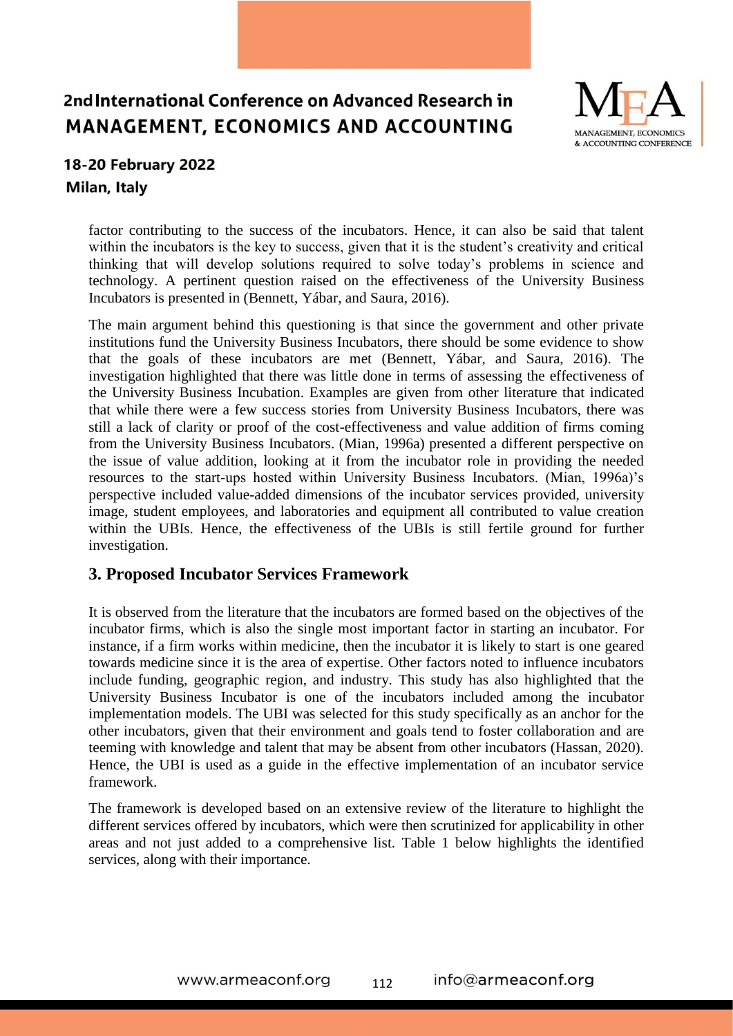factor contributing to the success of the incubators. Hence, it can also be said that talent within the incubators is the key to success, given that it is the student's creativity and critical thinking that will develop solutions required to solve today's problems in science and technology. A pertinent question raised on the effectiveness of the University Business Incubators is presented in (Bennett, Yábar, and Saura, 2016).

The main argument behind this questioning is that since the government and other private institutions fund the University Business Incubators, there should be some evidence to show that the goals of these incubators are met (Bennett, Yábar, and Saura, 2016). The investigation highlighted that there was little done in terms of assessing the effectiveness of the University Business Incubation. Examples are given from other literature that indicated that while there were a few success stories from University Business Incubators, there was still a lack of clarity or proof of the cost-effectiveness and value addition of firms coming from the University Business Incubators. (Mian, 1996a) presented a different perspective on the issue of value addition, looking at it from the incubator role in providing the needed resources to the start-ups hosted within University Business Incubators. (Mian, 1996a)'s perspective included value-added dimensions of the incubator services provided, university image, student employees, and laboratories and equipment all contributed to value creation within the UBIs. Hence, the effectiveness of the UBIs is still fertile ground for further investigation.

## 3. Proposed Incubator Services Framework

It is observed from the literature that the incubators are formed based on the objectives of the incubator firms, which is also the single most important factor in starting an incubator. For instance, if a firm works within medicine, then the incubator it is likely to start is one geared towards medicine since it is the area of expertise. Other factors noted to influence incubators include funding, geographic region, and industry. This study has also highlighted that the University Business Incubator is one of the incubators included among the incubator implementation models. The UBI was selected for this study specifically as an anchor for the other incubators, given that their environment and goals tend to foster collaboration and are teeming with knowledge and talent that may be absent from other incubators (Hassan, 2020). Hence, the UBI is used as a guide in the effective implementation of an incubator service framework.

The framework is developed based on an extensive review of the literature to highlight the different services offered by incubators, which were then scrutinized for applicability in other areas and not just added to a comprehensive list. Table 1 below highlights the identified services, along with their importance.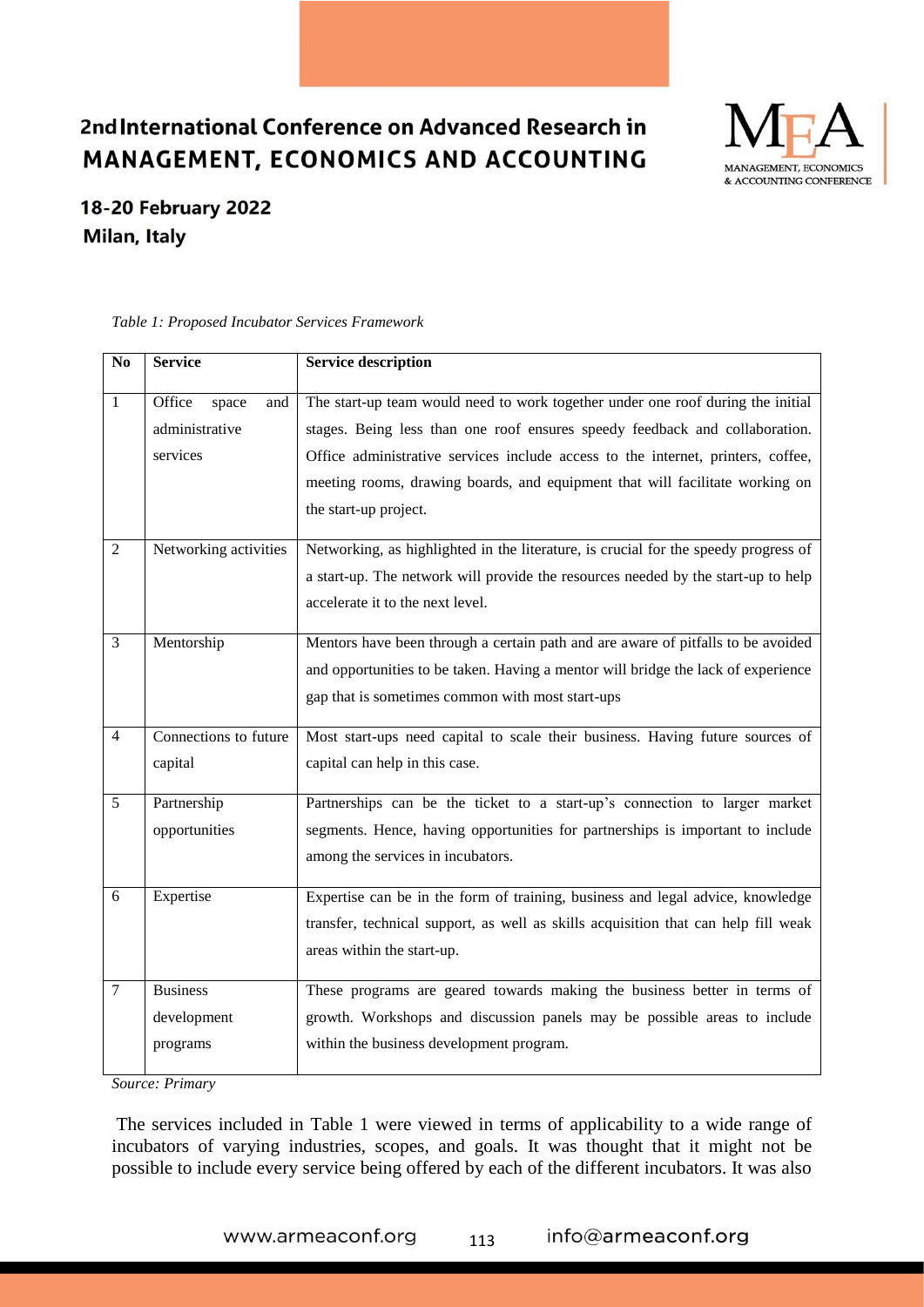*Table 1: Proposed Incubator Services Framework*

| No | Service | Service description |
|---|---|---|
| 1 | Office space and administrative services | The start-up team would need to work together under one roof during the initial stages. Being less than one roof ensures speedy feedback and collaboration. Office administrative services include access to the internet, printers, coffee, meeting rooms, drawing boards, and equipment that will facilitate working on the start-up project. |
| 2 | Networking activities | Networking, as highlighted in the literature, is crucial for the speedy progress of a start-up. The network will provide the resources needed by the start-up to help accelerate it to the next level. |
| 3 | Mentorship | Mentors have been through a certain path and are aware of pitfalls to be avoided and opportunities to be taken. Having a mentor will bridge the lack of experience gap that is sometimes common with most start-ups |
| 4 | Connections to future capital | Most start-ups need capital to scale their business. Having future sources of capital can help in this case. |
| 5 | Partnership opportunities | Partnerships can be the ticket to a start-up's connection to larger market segments. Hence, having opportunities for partnerships is important to include among the services in incubators. |
| 6 | Expertise | Expertise can be in the form of training, business and legal advice, knowledge transfer, technical support, as well as skills acquisition that can help fill weak areas within the start-up. |
| 7 | Business development programs | These programs are geared towards making the business better in terms of growth. Workshops and discussion panels may be possible areas to include within the business development program. |

*Source: Primary*

The services included in Table 1 were viewed in terms of applicability to a wide range of incubators of varying industries, scopes, and goals. It was thought that it might not be possible to include every service being offered by each of the different incubators. It was also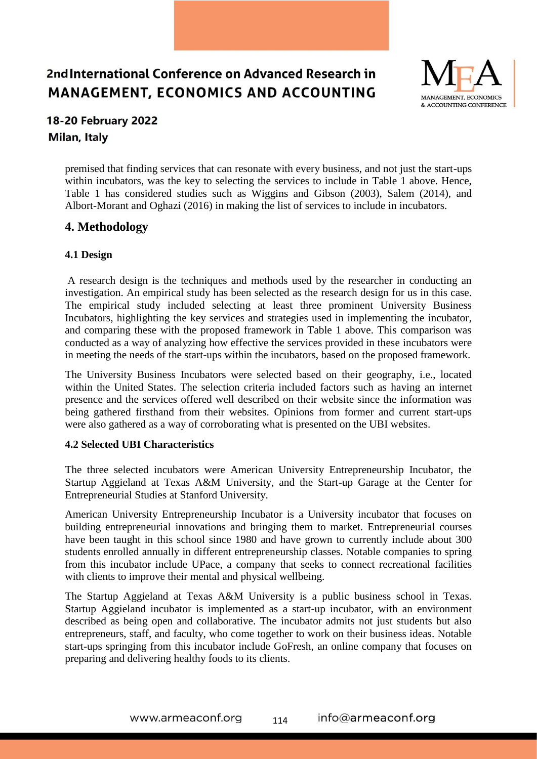premised that finding services that can resonate with every business, and not just the start-ups within incubators, was the key to selecting the services to include in Table 1 above. Hence, Table 1 has considered studies such as Wiggins and Gibson (2003), Salem (2014), and Albort-Morant and Oghazi (2016) in making the list of services to include in incubators.

## 4. Methodology

### 4.1 Design

A research design is the techniques and methods used by the researcher in conducting an investigation. An empirical study has been selected as the research design for us in this case. The empirical study included selecting at least three prominent University Business Incubators, highlighting the key services and strategies used in implementing the incubator, and comparing these with the proposed framework in Table 1 above. This comparison was conducted as a way of analyzing how effective the services provided in these incubators were in meeting the needs of the start-ups within the incubators, based on the proposed framework.

The University Business Incubators were selected based on their geography, i.e., located within the United States. The selection criteria included factors such as having an internet presence and the services offered well described on their website since the information was being gathered firsthand from their websites. Opinions from former and current start-ups were also gathered as a way of corroborating what is presented on the UBI websites.

### 4.2 Selected UBI Characteristics

The three selected incubators were American University Entrepreneurship Incubator, the Startup Aggieland at Texas A&M University, and the Start-up Garage at the Center for Entrepreneurial Studies at Stanford University.

American University Entrepreneurship Incubator is a University incubator that focuses on building entrepreneurial innovations and bringing them to market. Entrepreneurial courses have been taught in this school since 1980 and have grown to currently include about 300 students enrolled annually in different entrepreneurship classes. Notable companies to spring from this incubator include UPace, a company that seeks to connect recreational facilities with clients to improve their mental and physical wellbeing.

The Startup Aggieland at Texas A&M University is a public business school in Texas. Startup Aggieland incubator is implemented as a start-up incubator, with an environment described as being open and collaborative. The incubator admits not just students but also entrepreneurs, staff, and faculty, who come together to work on their business ideas. Notable start-ups springing from this incubator include GoFresh, an online company that focuses on preparing and delivering healthy foods to its clients.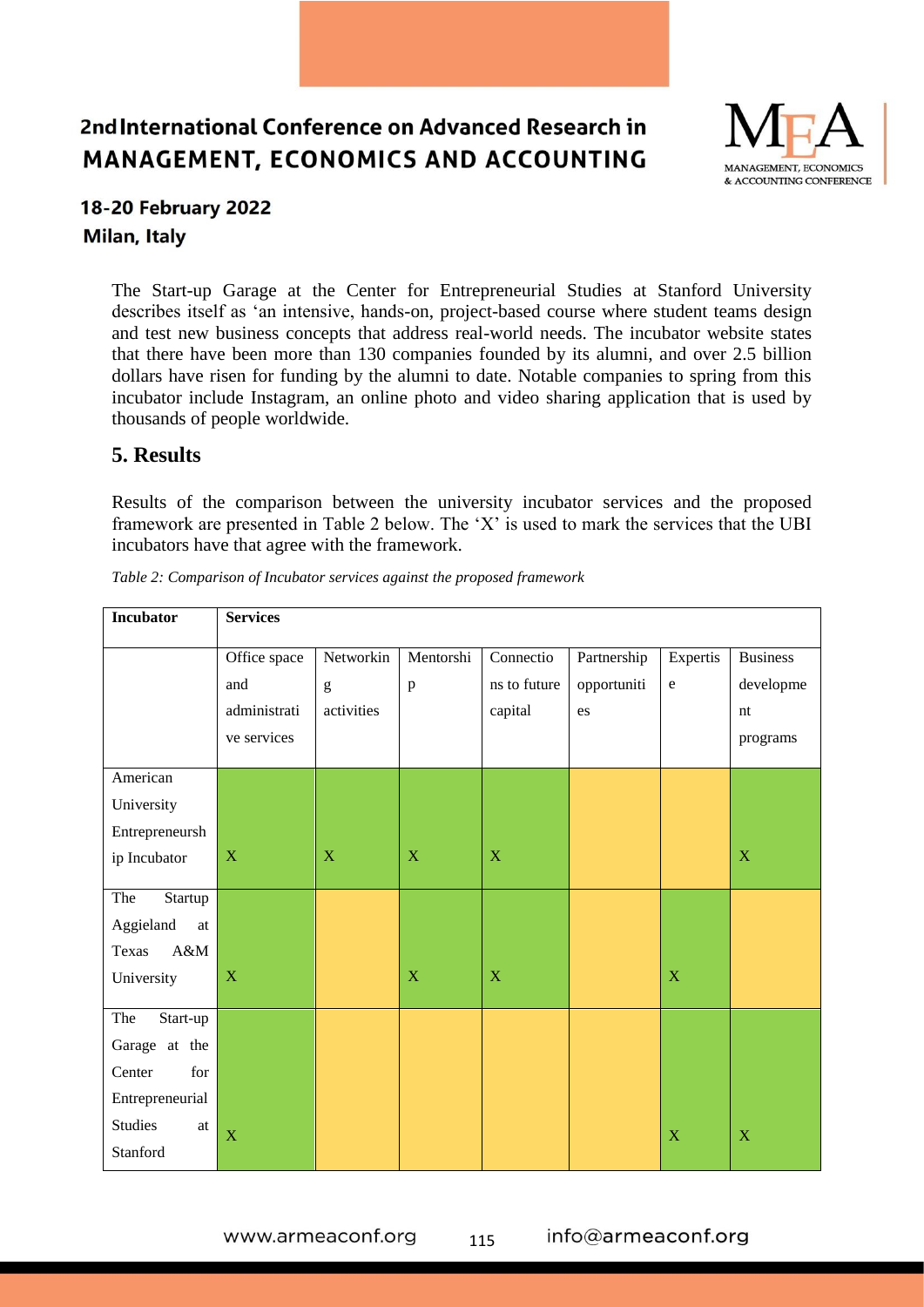The Start-up Garage at the Center for Entrepreneurial Studies at Stanford University describes itself as 'an intensive, hands-on, project-based course where student teams design and test new business concepts that address real-world needs. The incubator website states that there have been more than 130 companies founded by its alumni, and over 2.5 billion dollars have risen for funding by the alumni to date. Notable companies to spring from this incubator include Instagram, an online photo and video sharing application that is used by thousands of people worldwide.

## 5. Results

Results of the comparison between the university incubator services and the proposed framework are presented in Table 2 below. The 'X' is used to mark the services that the UBI incubators have that agree with the framework.

*Table 2: Comparison of Incubator services against the proposed framework*

| Incubator | Services | | | | | | |
|---|---|---|---|---|---|---|---|
| | Office space and administrative services | Networking activities | Mentorship | Connections to future capital | Partnership opportunities | Expertise | Business development programs |
| American University Entrepreneurship Incubator | X | X | X | X | | | X |
| The Startup Aggieland at Texas A&M University | X | | X | X | | X | |
| The Start-up Garage at the Center for Entrepreneurial Studies at Stanford | X | | | | | X | X |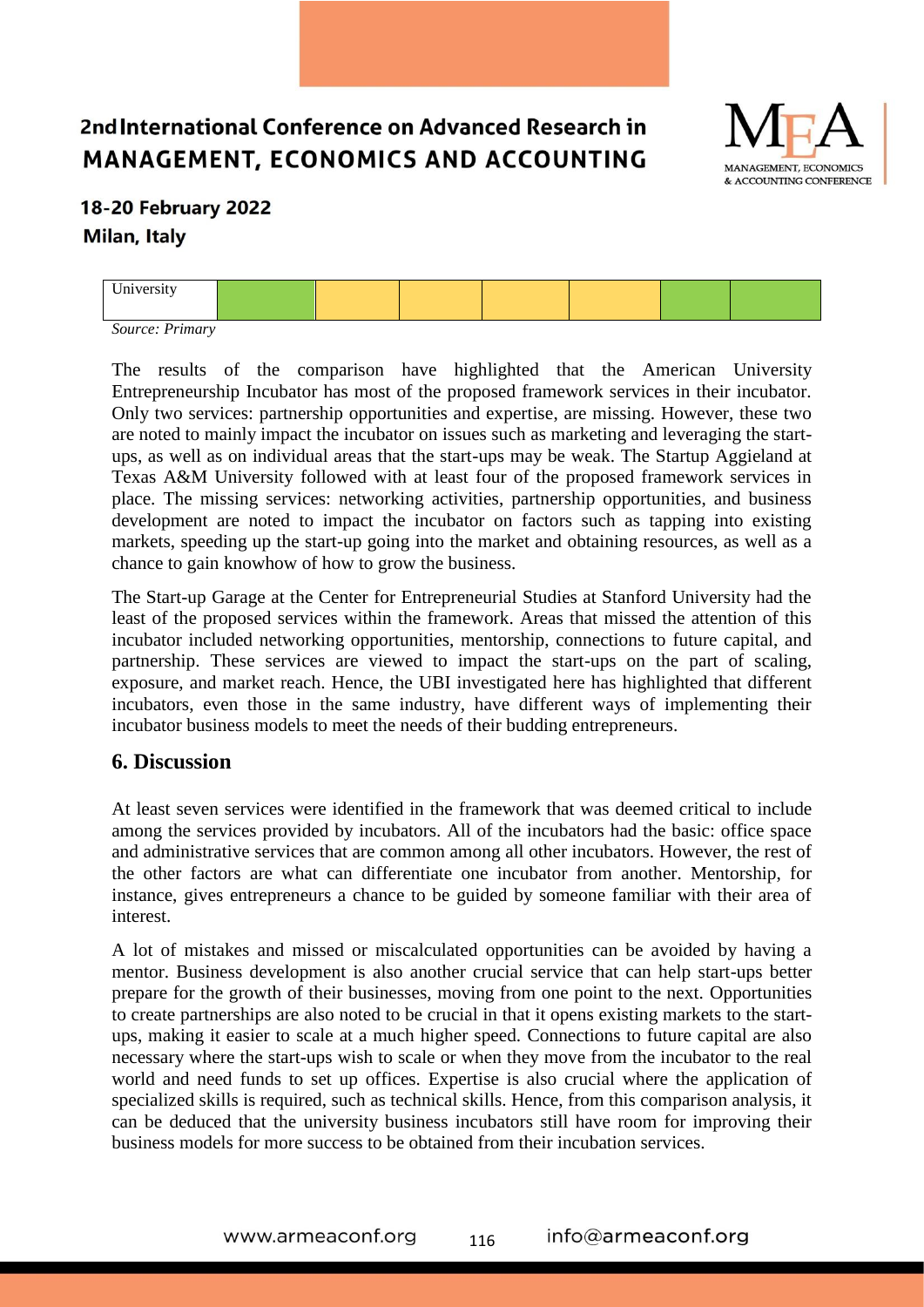| University | | | | | | | |
|---|---|---|---|---|---|---|---|

*Source: Primary*

The results of the comparison have highlighted that the American University Entrepreneurship Incubator has most of the proposed framework services in their incubator. Only two services: partnership opportunities and expertise, are missing. However, these two are noted to mainly impact the incubator on issues such as marketing and leveraging the start-ups, as well as on individual areas that the start-ups may be weak. The Startup Aggieland at Texas A&M University followed with at least four of the proposed framework services in place. The missing services: networking activities, partnership opportunities, and business development are noted to impact the incubator on factors such as tapping into existing markets, speeding up the start-up going into the market and obtaining resources, as well as a chance to gain knowhow of how to grow the business.

The Start-up Garage at the Center for Entrepreneurial Studies at Stanford University had the least of the proposed services within the framework. Areas that missed the attention of this incubator included networking opportunities, mentorship, connections to future capital, and partnership. These services are viewed to impact the start-ups on the part of scaling, exposure, and market reach. Hence, the UBI investigated here has highlighted that different incubators, even those in the same industry, have different ways of implementing their incubator business models to meet the needs of their budding entrepreneurs.

## 6. Discussion

At least seven services were identified in the framework that was deemed critical to include among the services provided by incubators. All of the incubators had the basic: office space and administrative services that are common among all other incubators. However, the rest of the other factors are what can differentiate one incubator from another. Mentorship, for instance, gives entrepreneurs a chance to be guided by someone familiar with their area of interest.

A lot of mistakes and missed or miscalculated opportunities can be avoided by having a mentor. Business development is also another crucial service that can help start-ups better prepare for the growth of their businesses, moving from one point to the next. Opportunities to create partnerships are also noted to be crucial in that it opens existing markets to the start-ups, making it easier to scale at a much higher speed. Connections to future capital are also necessary where the start-ups wish to scale or when they move from the incubator to the real world and need funds to set up offices. Expertise is also crucial where the application of specialized skills is required, such as technical skills. Hence, from this comparison analysis, it can be deduced that the university business incubators still have room for improving their business models for more success to be obtained from their incubation services.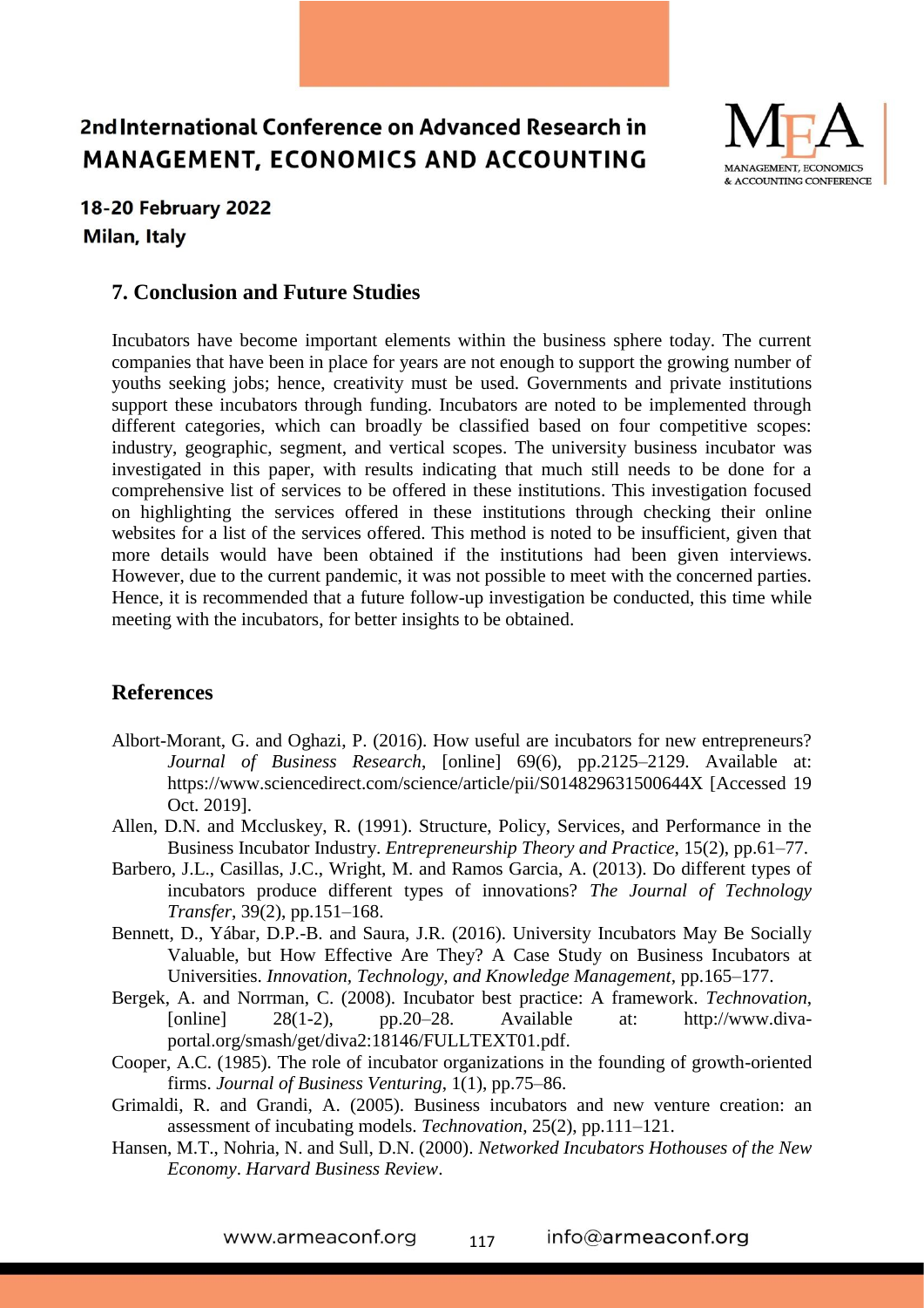## 7. Conclusion and Future Studies

Incubators have become important elements within the business sphere today. The current companies that have been in place for years are not enough to support the growing number of youths seeking jobs; hence, creativity must be used. Governments and private institutions support these incubators through funding. Incubators are noted to be implemented through different categories, which can broadly be classified based on four competitive scopes: industry, geographic, segment, and vertical scopes. The university business incubator was investigated in this paper, with results indicating that much still needs to be done for a comprehensive list of services to be offered in these institutions. This investigation focused on highlighting the services offered in these institutions through checking their online websites for a list of the services offered. This method is noted to be insufficient, given that more details would have been obtained if the institutions had been given interviews. However, due to the current pandemic, it was not possible to meet with the concerned parties. Hence, it is recommended that a future follow-up investigation be conducted, this time while meeting with the incubators, for better insights to be obtained.

## References

Albort-Morant, G. and Oghazi, P. (2016). How useful are incubators for new entrepreneurs? *Journal of Business Research*, [online] 69(6), pp.2125–2129. Available at: https://www.sciencedirect.com/science/article/pii/S014829631500644X [Accessed 19 Oct. 2019].

Allen, D.N. and Mccluskey, R. (1991). Structure, Policy, Services, and Performance in the Business Incubator Industry. *Entrepreneurship Theory and Practice*, 15(2), pp.61–77.

Barbero, J.L., Casillas, J.C., Wright, M. and Ramos Garcia, A. (2013). Do different types of incubators produce different types of innovations? *The Journal of Technology Transfer*, 39(2), pp.151–168.

Bennett, D., Yábar, D.P.-B. and Saura, J.R. (2016). University Incubators May Be Socially Valuable, but How Effective Are They? A Case Study on Business Incubators at Universities. *Innovation, Technology, and Knowledge Management*, pp.165–177.

Bergek, A. and Norrman, C. (2008). Incubator best practice: A framework. *Technovation*, [online] 28(1-2), pp.20–28. Available at: http://www.diva-portal.org/smash/get/diva2:18146/FULLTEXT01.pdf.

Cooper, A.C. (1985). The role of incubator organizations in the founding of growth-oriented firms. *Journal of Business Venturing*, 1(1), pp.75–86.

Grimaldi, R. and Grandi, A. (2005). Business incubators and new venture creation: an assessment of incubating models. *Technovation*, 25(2), pp.111–121.

Hansen, M.T., Nohria, N. and Sull, D.N. (2000). *Networked Incubators Hothouses of the New Economy*. *Harvard Business Review*.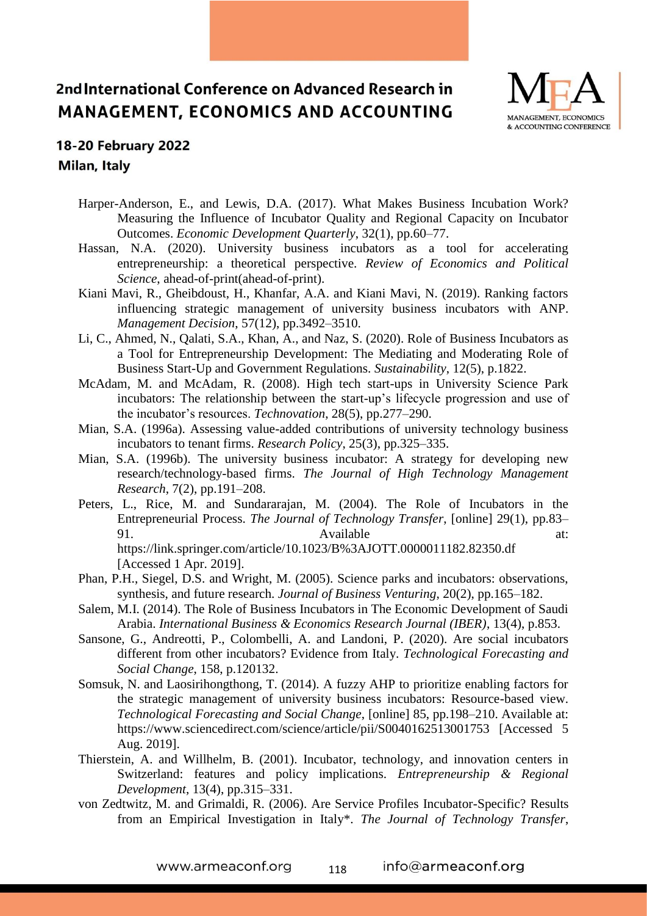Harper-Anderson, E., and Lewis, D.A. (2017). What Makes Business Incubation Work? Measuring the Influence of Incubator Quality and Regional Capacity on Incubator Outcomes. *Economic Development Quarterly*, 32(1), pp.60–77.

Hassan, N.A. (2020). University business incubators as a tool for accelerating entrepreneurship: a theoretical perspective. *Review of Economics and Political Science*, ahead-of-print(ahead-of-print).

Kiani Mavi, R., Gheibdoust, H., Khanfar, A.A. and Kiani Mavi, N. (2019). Ranking factors influencing strategic management of university business incubators with ANP. *Management Decision*, 57(12), pp.3492–3510.

Li, C., Ahmed, N., Qalati, S.A., Khan, A., and Naz, S. (2020). Role of Business Incubators as a Tool for Entrepreneurship Development: The Mediating and Moderating Role of Business Start-Up and Government Regulations. *Sustainability*, 12(5), p.1822.

McAdam, M. and McAdam, R. (2008). High tech start-ups in University Science Park incubators: The relationship between the start-up's lifecycle progression and use of the incubator's resources. *Technovation*, 28(5), pp.277–290.

Mian, S.A. (1996a). Assessing value-added contributions of university technology business incubators to tenant firms. *Research Policy*, 25(3), pp.325–335.

Mian, S.A. (1996b). The university business incubator: A strategy for developing new research/technology-based firms. *The Journal of High Technology Management Research*, 7(2), pp.191–208.

Peters, L., Rice, M. and Sundararajan, M. (2004). The Role of Incubators in the Entrepreneurial Process. *The Journal of Technology Transfer*, [online] 29(1), pp.83–91. Available at: https://link.springer.com/article/10.1023/B%3AJOTT.0000011182.82350.df [Accessed 1 Apr. 2019].

Phan, P.H., Siegel, D.S. and Wright, M. (2005). Science parks and incubators: observations, synthesis, and future research. *Journal of Business Venturing*, 20(2), pp.165–182.

Salem, M.I. (2014). The Role of Business Incubators in The Economic Development of Saudi Arabia. *International Business & Economics Research Journal (IBER)*, 13(4), p.853.

Sansone, G., Andreotti, P., Colombelli, A. and Landoni, P. (2020). Are social incubators different from other incubators? Evidence from Italy. *Technological Forecasting and Social Change*, 158, p.120132.

Somsuk, N. and Laosirihongthong, T. (2014). A fuzzy AHP to prioritize enabling factors for the strategic management of university business incubators: Resource-based view. *Technological Forecasting and Social Change*, [online] 85, pp.198–210. Available at: https://www.sciencedirect.com/science/article/pii/S0040162513001753 [Accessed 5 Aug. 2019].

Thierstein, A. and Willhelm, B. (2001). Incubator, technology, and innovation centers in Switzerland: features and policy implications. *Entrepreneurship & Regional Development*, 13(4), pp.315–331.

von Zedtwitz, M. and Grimaldi, R. (2006). Are Service Profiles Incubator-Specific? Results from an Empirical Investigation in Italy*. *The Journal of Technology Transfer*,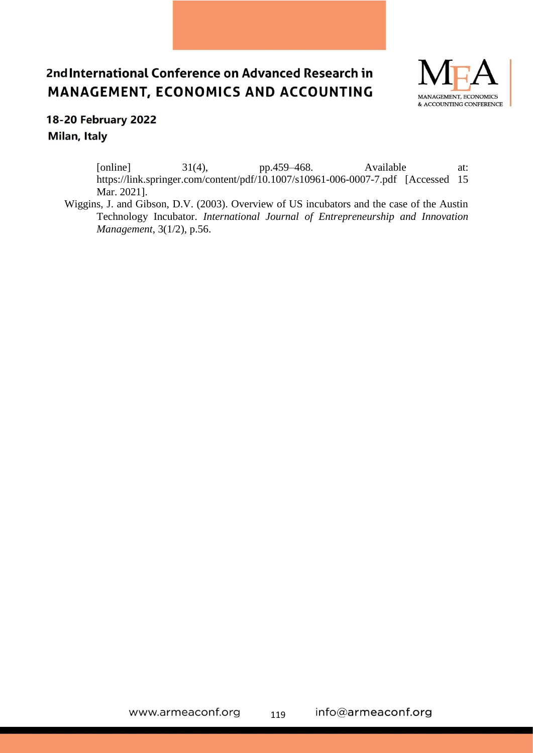[online] 31(4), pp.459–468. Available at: https://link.springer.com/content/pdf/10.1007/s10961-006-0007-7.pdf [Accessed 15 Mar. 2021].

Wiggins, J. and Gibson, D.V. (2003). Overview of US incubators and the case of the Austin Technology Incubator. *International Journal of Entrepreneurship and Innovation Management*, 3(1/2), p.56.